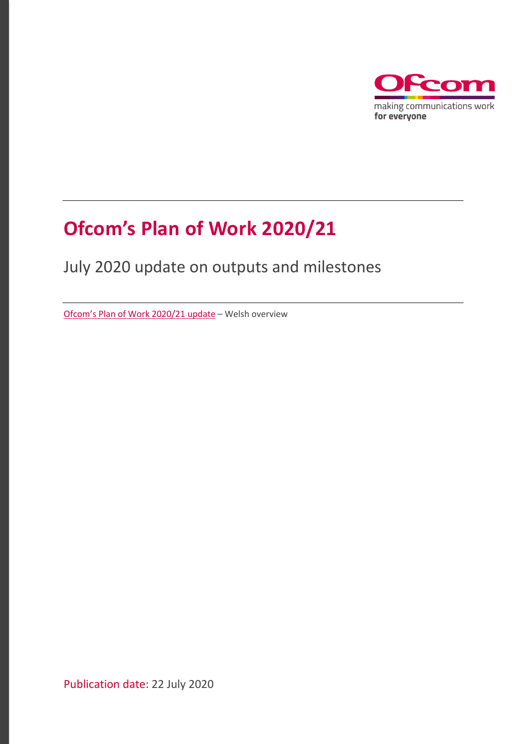Ofcom

making communications work
**for everyone**

# Ofcom's Plan of Work 2020/21

## July 2020 update on outputs and milestones

Ofcom's Plan of Work 2020/21 update – Welsh overview

Publication date: 22 July 2020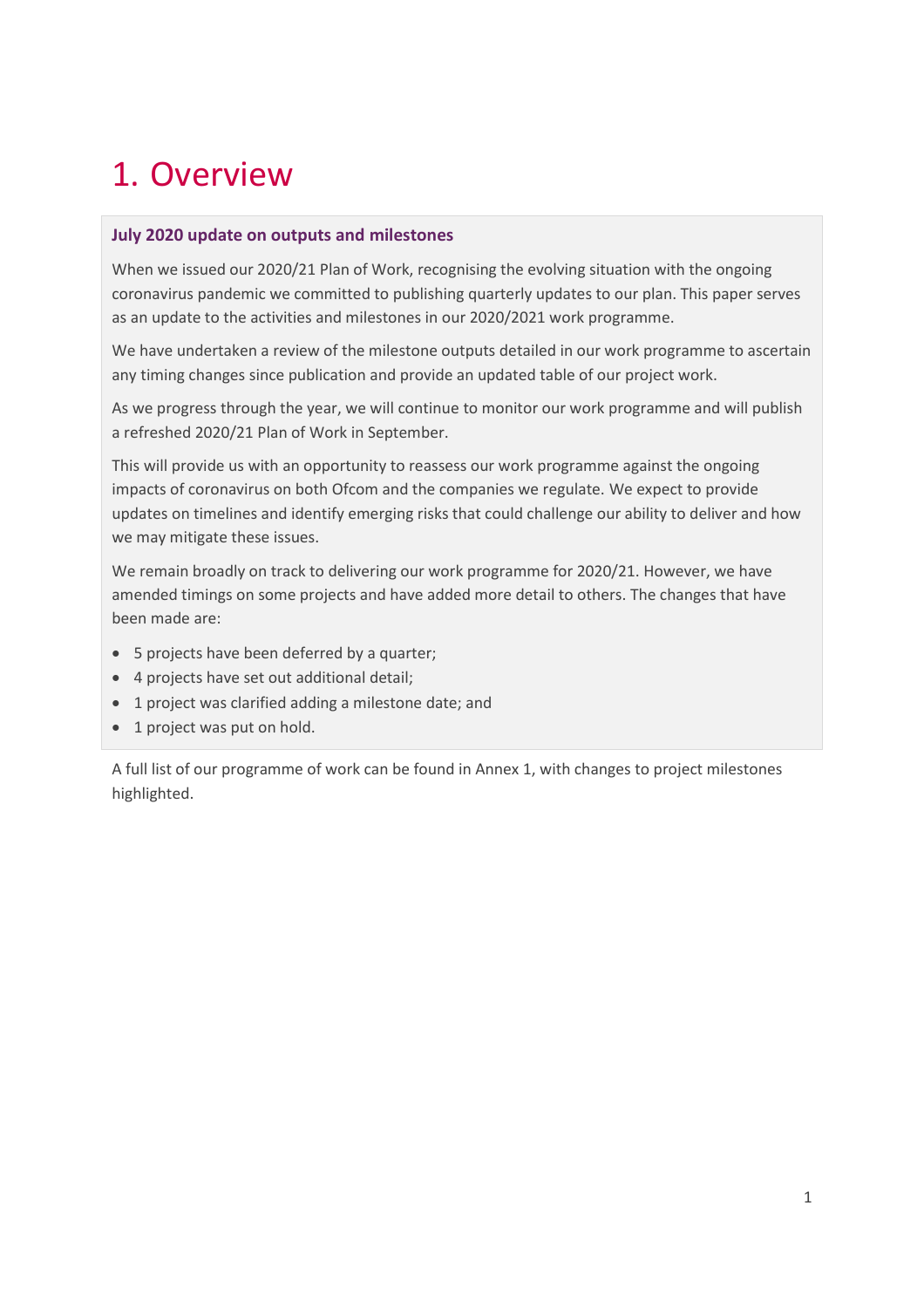# 1. Overview

**July 2020 update on outputs and milestones**

When we issued our 2020/21 Plan of Work, recognising the evolving situation with the ongoing coronavirus pandemic we committed to publishing quarterly updates to our plan. This paper serves as an update to the activities and milestones in our 2020/2021 work programme.

We have undertaken a review of the milestone outputs detailed in our work programme to ascertain any timing changes since publication and provide an updated table of our project work.

As we progress through the year, we will continue to monitor our work programme and will publish a refreshed 2020/21 Plan of Work in September.

This will provide us with an opportunity to reassess our work programme against the ongoing impacts of coronavirus on both Ofcom and the companies we regulate. We expect to provide updates on timelines and identify emerging risks that could challenge our ability to deliver and how we may mitigate these issues.

We remain broadly on track to delivering our work programme for 2020/21. However, we have amended timings on some projects and have added more detail to others. The changes that have been made are:

- 5 projects have been deferred by a quarter;
- 4 projects have set out additional detail;
- 1 project was clarified adding a milestone date; and
- 1 project was put on hold.

A full list of our programme of work can be found in Annex 1, with changes to project milestones highlighted.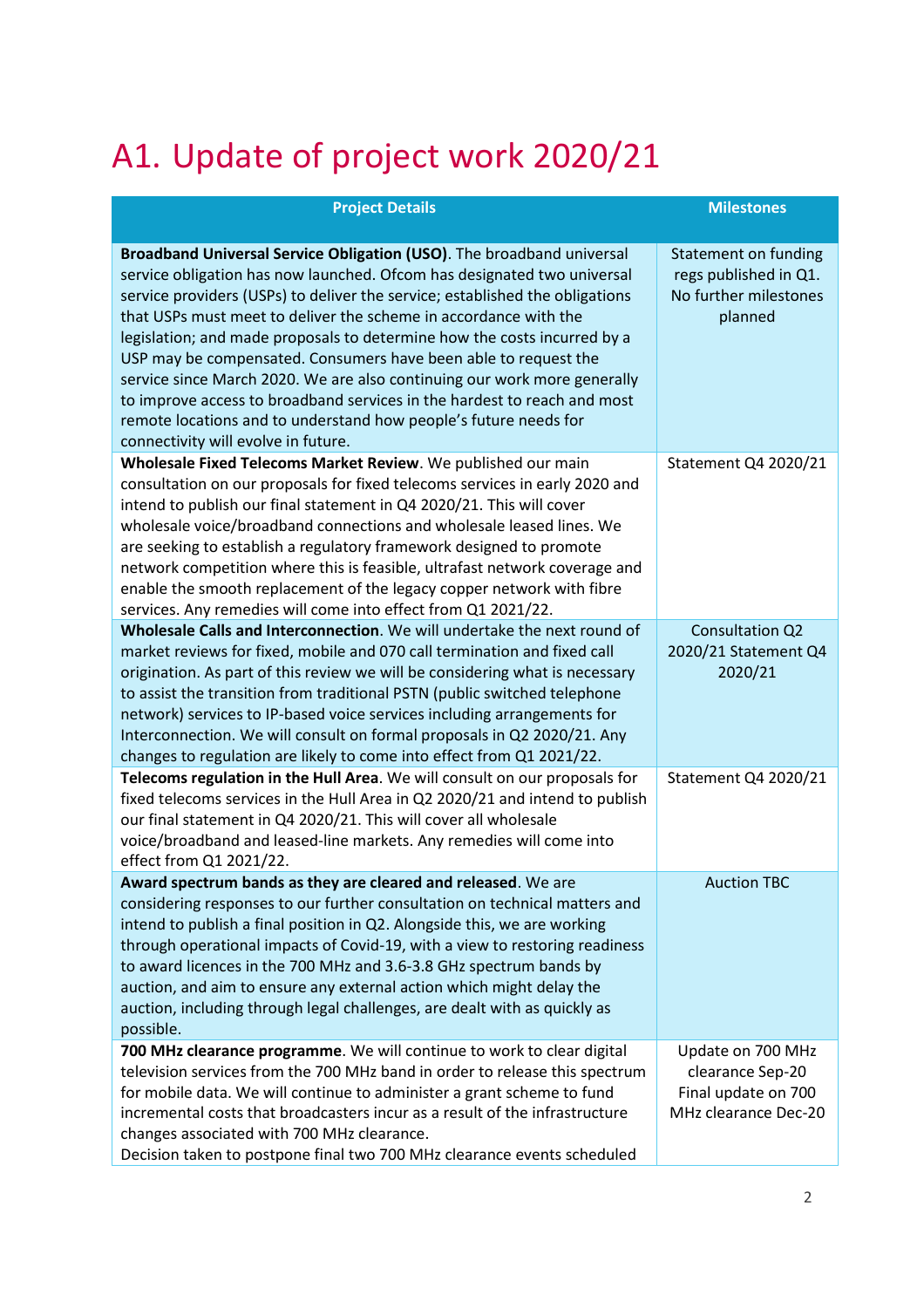# A1. Update of project work 2020/21

| Project Details | Milestones |
|---|---|
| **Broadband Universal Service Obligation (USO)**. The broadband universal service obligation has now launched. Ofcom has designated two universal service providers (USPs) to deliver the service; established the obligations that USPs must meet to deliver the scheme in accordance with the legislation; and made proposals to determine how the costs incurred by a USP may be compensated. Consumers have been able to request the service since March 2020. We are also continuing our work more generally to improve access to broadband services in the hardest to reach and most remote locations and to understand how people's future needs for connectivity will evolve in future. | Statement on funding regs published in Q1. No further milestones planned |
| **Wholesale Fixed Telecoms Market Review**. We published our main consultation on our proposals for fixed telecoms services in early 2020 and intend to publish our final statement in Q4 2020/21. This will cover wholesale voice/broadband connections and wholesale leased lines. We are seeking to establish a regulatory framework designed to promote network competition where this is feasible, ultrafast network coverage and enable the smooth replacement of the legacy copper network with fibre services. Any remedies will come into effect from Q1 2021/22. | Statement Q4 2020/21 |
| **Wholesale Calls and Interconnection**. We will undertake the next round of market reviews for fixed, mobile and 070 call termination and fixed call origination. As part of this review we will be considering what is necessary to assist the transition from traditional PSTN (public switched telephone network) services to IP-based voice services including arrangements for Interconnection. We will consult on formal proposals in Q2 2020/21. Any changes to regulation are likely to come into effect from Q1 2021/22. | Consultation Q2 2020/21 Statement Q4 2020/21 |
| **Telecoms regulation in the Hull Area**. We will consult on our proposals for fixed telecoms services in the Hull Area in Q2 2020/21 and intend to publish our final statement in Q4 2020/21. This will cover all wholesale voice/broadband and leased-line markets. Any remedies will come into effect from Q1 2021/22. | Statement Q4 2020/21 |
| **Award spectrum bands as they are cleared and released**. We are considering responses to our further consultation on technical matters and intend to publish a final position in Q2. Alongside this, we are working through operational impacts of Covid-19, with a view to restoring readiness to award licences in the 700 MHz and 3.6-3.8 GHz spectrum bands by auction, and aim to ensure any external action which might delay the auction, including through legal challenges, are dealt with as quickly as possible. | Auction TBC |
| **700 MHz clearance programme**. We will continue to work to clear digital television services from the 700 MHz band in order to release this spectrum for mobile data. We will continue to administer a grant scheme to fund incremental costs that broadcasters incur as a result of the infrastructure changes associated with 700 MHz clearance.<br>Decision taken to postpone final two 700 MHz clearance events scheduled | Update on 700 MHz clearance Sep-20<br>Final update on 700 MHz clearance Dec-20 |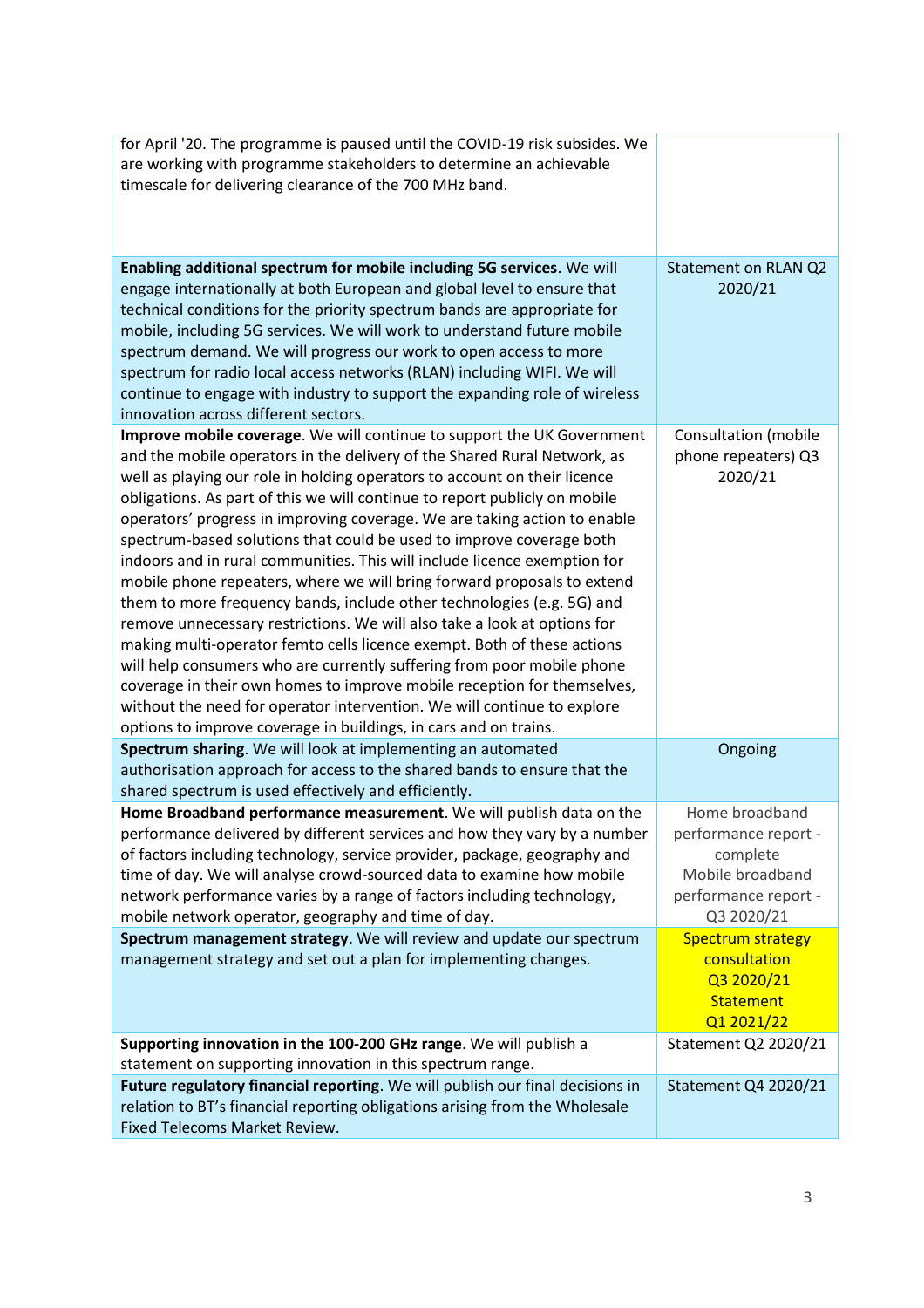| | |
|---|---|
| for April '20. The programme is paused until the COVID-19 risk subsides. We are working with programme stakeholders to determine an achievable timescale for delivering clearance of the 700 MHz band. | |
| **Enabling additional spectrum for mobile including 5G services**. We will engage internationally at both European and global level to ensure that technical conditions for the priority spectrum bands are appropriate for mobile, including 5G services. We will work to understand future mobile spectrum demand. We will progress our work to open access to more spectrum for radio local access networks (RLAN) including WIFI. We will continue to engage with industry to support the expanding role of wireless innovation across different sectors. | Statement on RLAN Q2 2020/21 |
| **Improve mobile coverage**. We will continue to support the UK Government and the mobile operators in the delivery of the Shared Rural Network, as well as playing our role in holding operators to account on their licence obligations. As part of this we will continue to report publicly on mobile operators' progress in improving coverage. We are taking action to enable spectrum-based solutions that could be used to improve coverage both indoors and in rural communities. This will include licence exemption for mobile phone repeaters, where we will bring forward proposals to extend them to more frequency bands, include other technologies (e.g. 5G) and remove unnecessary restrictions. We will also take a look at options for making multi-operator femto cells licence exempt. Both of these actions will help consumers who are currently suffering from poor mobile phone coverage in their own homes to improve mobile reception for themselves, without the need for operator intervention. We will continue to explore options to improve coverage in buildings, in cars and on trains. | Consultation (mobile phone repeaters) Q3 2020/21 |
| **Spectrum sharing**. We will look at implementing an automated authorisation approach for access to the shared bands to ensure that the shared spectrum is used effectively and efficiently. | Ongoing |
| **Home Broadband performance measurement**. We will publish data on the performance delivered by different services and how they vary by a number of factors including technology, service provider, package, geography and time of day. We will analyse crowd-sourced data to examine how mobile network performance varies by a range of factors including technology, mobile network operator, geography and time of day. | Home broadband performance report - complete<br>Mobile broadband performance report - Q3 2020/21 |
| **Spectrum management strategy**. We will review and update our spectrum management strategy and set out a plan for implementing changes. | Spectrum strategy consultation Q3 2020/21<br>Statement Q1 2021/22 |
| **Supporting innovation in the 100-200 GHz range**. We will publish a statement on supporting innovation in this spectrum range. | Statement Q2 2020/21 |
| **Future regulatory financial reporting**. We will publish our final decisions in relation to BT's financial reporting obligations arising from the Wholesale Fixed Telecoms Market Review. | Statement Q4 2020/21 |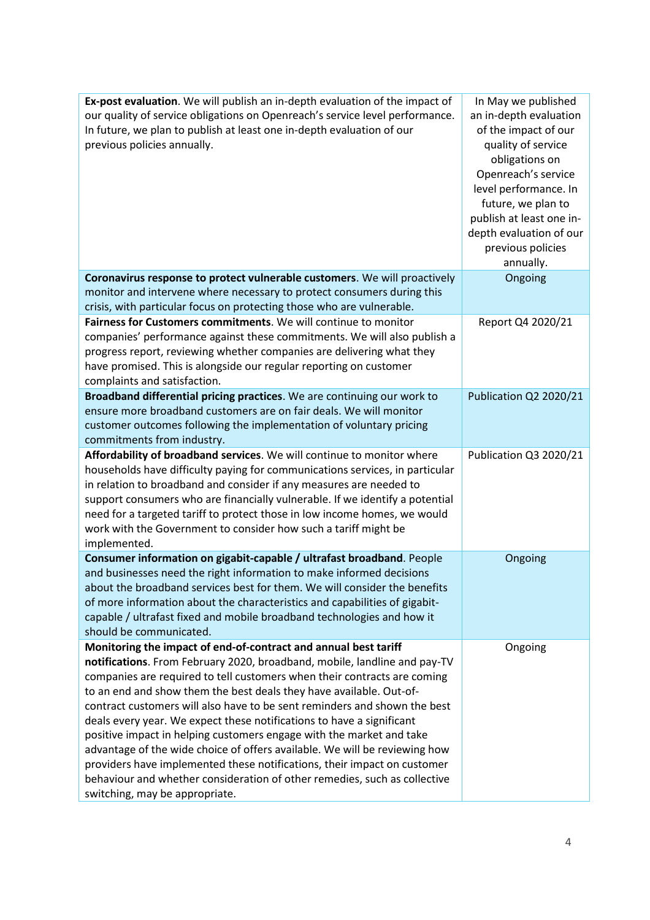| | |
|---|---|
| **Ex-post evaluation**. We will publish an in-depth evaluation of the impact of our quality of service obligations on Openreach's service level performance. In future, we plan to publish at least one in-depth evaluation of our previous policies annually. | In May we published an in-depth evaluation of the impact of our quality of service obligations on Openreach's service level performance. In future, we plan to publish at least one in-depth evaluation of our previous policies annually. |
| **Coronavirus response to protect vulnerable customers**. We will proactively monitor and intervene where necessary to protect consumers during this crisis, with particular focus on protecting those who are vulnerable. | Ongoing |
| **Fairness for Customers commitments**. We will continue to monitor companies' performance against these commitments. We will also publish a progress report, reviewing whether companies are delivering what they have promised. This is alongside our regular reporting on customer complaints and satisfaction. | Report Q4 2020/21 |
| **Broadband differential pricing practices**. We are continuing our work to ensure more broadband customers are on fair deals. We will monitor customer outcomes following the implementation of voluntary pricing commitments from industry. | Publication Q2 2020/21 |
| **Affordability of broadband services**. We will continue to monitor where households have difficulty paying for communications services, in particular in relation to broadband and consider if any measures are needed to support consumers who are financially vulnerable. If we identify a potential need for a targeted tariff to protect those in low income homes, we would work with the Government to consider how such a tariff might be implemented. | Publication Q3 2020/21 |
| **Consumer information on gigabit-capable / ultrafast broadband**. People and businesses need the right information to make informed decisions about the broadband services best for them. We will consider the benefits of more information about the characteristics and capabilities of gigabit-capable / ultrafast fixed and mobile broadband technologies and how it should be communicated. | Ongoing |
| **Monitoring the impact of end-of-contract and annual best tariff notifications**. From February 2020, broadband, mobile, landline and pay-TV companies are required to tell customers when their contracts are coming to an end and show them the best deals they have available. Out-of-contract customers will also have to be sent reminders and shown the best deals every year. We expect these notifications to have a significant positive impact in helping customers engage with the market and take advantage of the wide choice of offers available. We will be reviewing how providers have implemented these notifications, their impact on customer behaviour and whether consideration of other remedies, such as collective switching, may be appropriate. | Ongoing |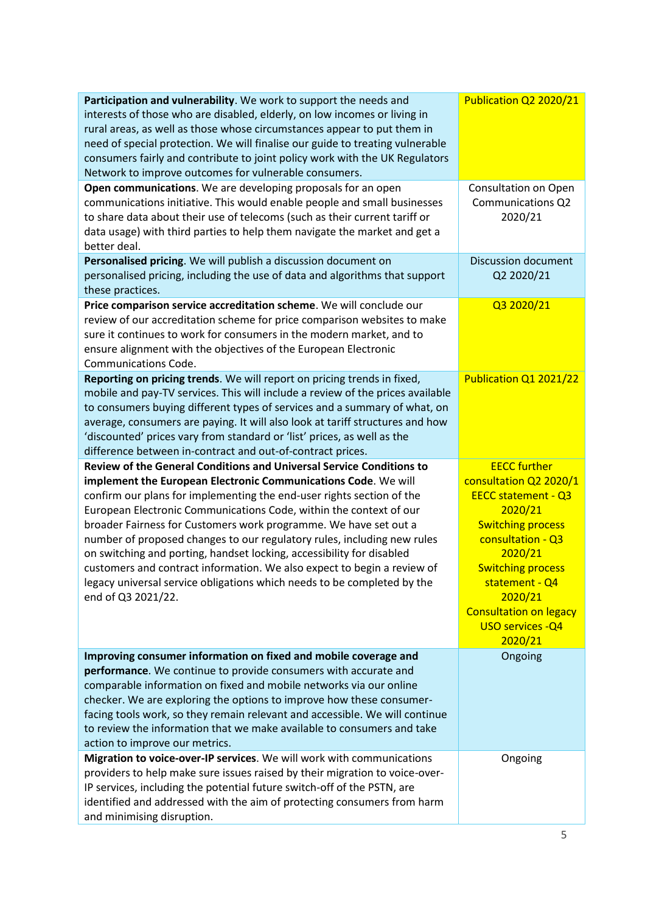| | |
|---|---|
| **Participation and vulnerability**. We work to support the needs and interests of those who are disabled, elderly, on low incomes or living in rural areas, as well as those whose circumstances appear to put them in need of special protection. We will finalise our guide to treating vulnerable consumers fairly and contribute to joint policy work with the UK Regulators Network to improve outcomes for vulnerable consumers. | Publication Q2 2020/21 |
| **Open communications**. We are developing proposals for an open communications initiative. This would enable people and small businesses to share data about their use of telecoms (such as their current tariff or data usage) with third parties to help them navigate the market and get a better deal. | Consultation on Open Communications Q2 2020/21 |
| **Personalised pricing**. We will publish a discussion document on personalised pricing, including the use of data and algorithms that support these practices. | Discussion document Q2 2020/21 |
| **Price comparison service accreditation scheme**. We will conclude our review of our accreditation scheme for price comparison websites to make sure it continues to work for consumers in the modern market, and to ensure alignment with the objectives of the European Electronic Communications Code. | Q3 2020/21 |
| **Reporting on pricing trends**. We will report on pricing trends in fixed, mobile and pay-TV services. This will include a review of the prices available to consumers buying different types of services and a summary of what, on average, consumers are paying. It will also look at tariff structures and how 'discounted' prices vary from standard or 'list' prices, as well as the difference between in-contract and out-of-contract prices. | Publication Q1 2021/22 |
| **Review of the General Conditions and Universal Service Conditions to implement the European Electronic Communications Code**. We will confirm our plans for implementing the end-user rights section of the European Electronic Communications Code, within the context of our broader Fairness for Customers work programme. We have set out a number of proposed changes to our regulatory rules, including new rules on switching and porting, handset locking, accessibility for disabled customers and contract information. We also expect to begin a review of legacy universal service obligations which needs to be completed by the end of Q3 2021/22. | EECC further consultation Q2 2020/1<br>EECC statement - Q3 2020/21<br>Switching process consultation - Q3 2020/21<br>Switching process statement - Q4 2020/21<br>Consultation on legacy USO services -Q4 2020/21 |
| **Improving consumer information on fixed and mobile coverage and performance**. We continue to provide consumers with accurate and comparable information on fixed and mobile networks via our online checker. We are exploring the options to improve how these consumer-facing tools work, so they remain relevant and accessible. We will continue to review the information that we make available to consumers and take action to improve our metrics. | Ongoing |
| **Migration to voice-over-IP services**. We will work with communications providers to help make sure issues raised by their migration to voice-over-IP services, including the potential future switch-off of the PSTN, are identified and addressed with the aim of protecting consumers from harm and minimising disruption. | Ongoing |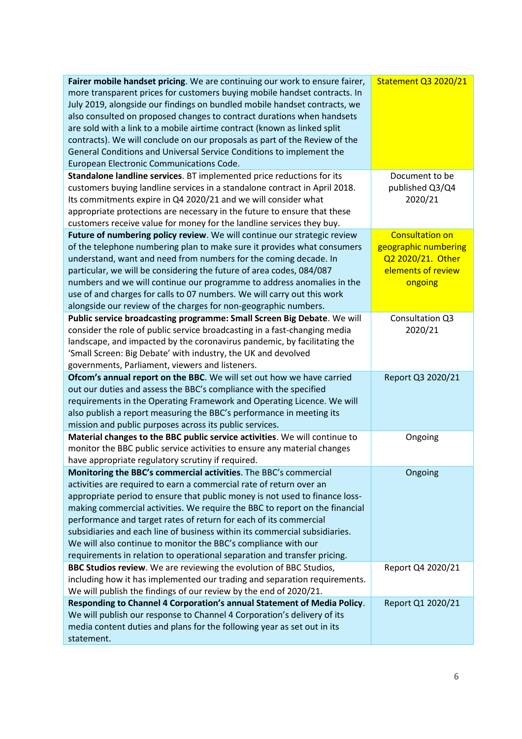| | |
|---|---|
| **Fairer mobile handset pricing**. We are continuing our work to ensure fairer, more transparent prices for customers buying mobile handset contracts. In July 2019, alongside our findings on bundled mobile handset contracts, we also consulted on proposed changes to contract durations when handsets are sold with a link to a mobile airtime contract (known as linked split contracts). We will conclude on our proposals as part of the Review of the General Conditions and Universal Service Conditions to implement the European Electronic Communications Code. | Statement Q3 2020/21 |
| **Standalone landline services**. BT implemented price reductions for its customers buying landline services in a standalone contract in April 2018. Its commitments expire in Q4 2020/21 and we will consider what appropriate protections are necessary in the future to ensure that these customers receive value for money for the landline services they buy. | Document to be published Q3/Q4 2020/21 |
| **Future of numbering policy review**. We will continue our strategic review of the telephone numbering plan to make sure it provides what consumers understand, want and need from numbers for the coming decade. In particular, we will be considering the future of area codes, 084/087 numbers and we will continue our programme to address anomalies in the use of and charges for calls to 07 numbers. We will carry out this work alongside our review of the charges for non-geographic numbers. | Consultation on geographic numbering Q2 2020/21. Other elements of review ongoing |
| **Public service broadcasting programme: Small Screen Big Debate**. We will consider the role of public service broadcasting in a fast-changing media landscape, and impacted by the coronavirus pandemic, by facilitating the 'Small Screen: Big Debate' with industry, the UK and devolved governments, Parliament, viewers and listeners. | Consultation Q3 2020/21 |
| **Ofcom's annual report on the BBC**. We will set out how we have carried out our duties and assess the BBC's compliance with the specified requirements in the Operating Framework and Operating Licence. We will also publish a report measuring the BBC's performance in meeting its mission and public purposes across its public services. | Report Q3 2020/21 |
| **Material changes to the BBC public service activities**. We will continue to monitor the BBC public service activities to ensure any material changes have appropriate regulatory scrutiny if required. | Ongoing |
| **Monitoring the BBC's commercial activities**. The BBC's commercial activities are required to earn a commercial rate of return over an appropriate period to ensure that public money is not used to finance loss-making commercial activities. We require the BBC to report on the financial performance and target rates of return for each of its commercial subsidiaries and each line of business within its commercial subsidiaries. We will also continue to monitor the BBC's compliance with our requirements in relation to operational separation and transfer pricing. | Ongoing |
| **BBC Studios review**. We are reviewing the evolution of BBC Studios, including how it has implemented our trading and separation requirements. We will publish the findings of our review by the end of 2020/21. | Report Q4 2020/21 |
| **Responding to Channel 4 Corporation's annual Statement of Media Policy**. We will publish our response to Channel 4 Corporation's delivery of its media content duties and plans for the following year as set out in its statement. | Report Q1 2020/21 |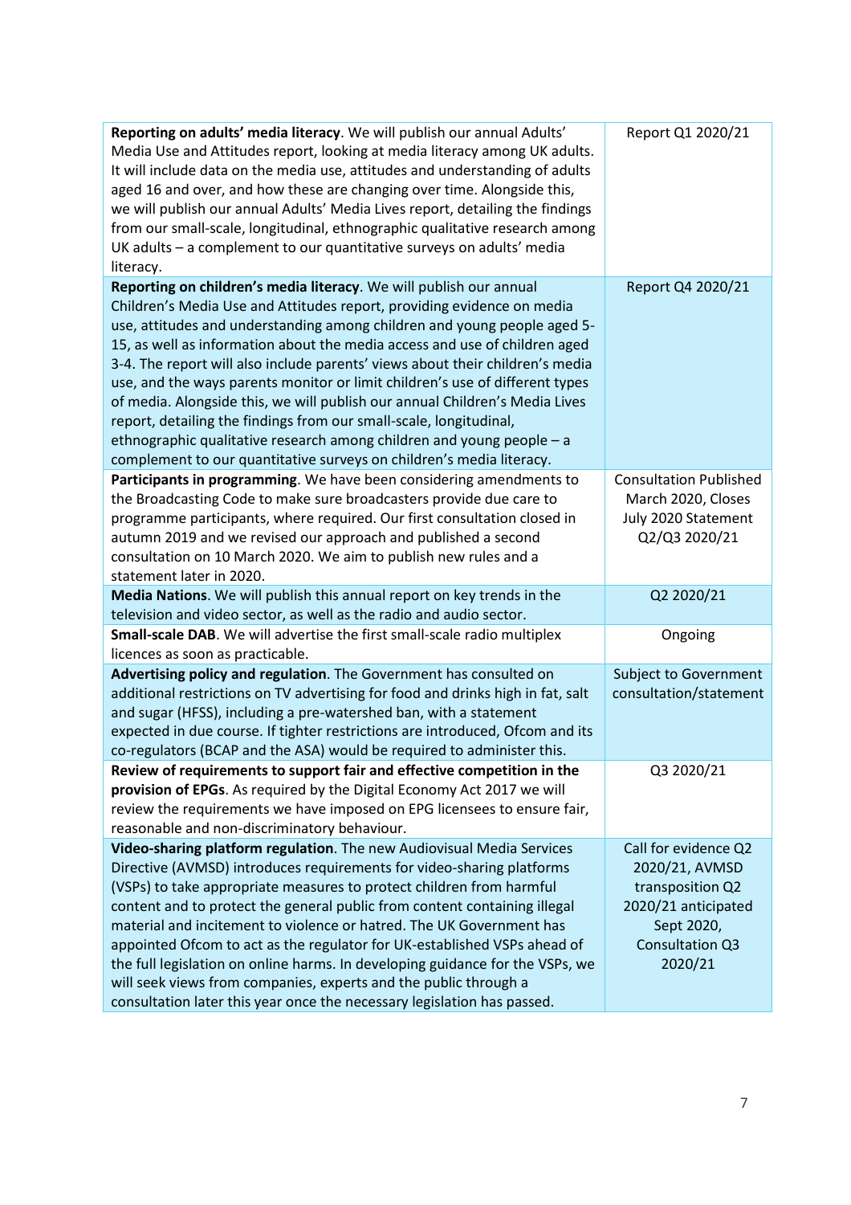| | |
|---|---|
| **Reporting on adults' media literacy**. We will publish our annual Adults' Media Use and Attitudes report, looking at media literacy among UK adults. It will include data on the media use, attitudes and understanding of adults aged 16 and over, and how these are changing over time. Alongside this, we will publish our annual Adults' Media Lives report, detailing the findings from our small-scale, longitudinal, ethnographic qualitative research among UK adults – a complement to our quantitative surveys on adults' media literacy. | Report Q1 2020/21 |
| **Reporting on children's media literacy**. We will publish our annual Children's Media Use and Attitudes report, providing evidence on media use, attitudes and understanding among children and young people aged 5-15, as well as information about the media access and use of children aged 3-4. The report will also include parents' views about their children's media use, and the ways parents monitor or limit children's use of different types of media. Alongside this, we will publish our annual Children's Media Lives report, detailing the findings from our small-scale, longitudinal, ethnographic qualitative research among children and young people – a complement to our quantitative surveys on children's media literacy. | Report Q4 2020/21 |
| **Participants in programming**. We have been considering amendments to the Broadcasting Code to make sure broadcasters provide due care to programme participants, where required. Our first consultation closed in autumn 2019 and we revised our approach and published a second consultation on 10 March 2020. We aim to publish new rules and a statement later in 2020. | Consultation Published March 2020, Closes July 2020 Statement Q2/Q3 2020/21 |
| **Media Nations**. We will publish this annual report on key trends in the television and video sector, as well as the radio and audio sector. | Q2 2020/21 |
| **Small-scale DAB**. We will advertise the first small-scale radio multiplex licences as soon as practicable. | Ongoing |
| **Advertising policy and regulation**. The Government has consulted on additional restrictions on TV advertising for food and drinks high in fat, salt and sugar (HFSS), including a pre-watershed ban, with a statement expected in due course. If tighter restrictions are introduced, Ofcom and its co-regulators (BCAP and the ASA) would be required to administer this. | Subject to Government consultation/statement |
| **Review of requirements to support fair and effective competition in the provision of EPGs**. As required by the Digital Economy Act 2017 we will review the requirements we have imposed on EPG licensees to ensure fair, reasonable and non-discriminatory behaviour. | Q3 2020/21 |
| **Video-sharing platform regulation**. The new Audiovisual Media Services Directive (AVMSD) introduces requirements for video-sharing platforms (VSPs) to take appropriate measures to protect children from harmful content and to protect the general public from content containing illegal material and incitement to violence or hatred. The UK Government has appointed Ofcom to act as the regulator for UK-established VSPs ahead of the full legislation on online harms. In developing guidance for the VSPs, we will seek views from companies, experts and the public through a consultation later this year once the necessary legislation has passed. | Call for evidence Q2 2020/21, AVMSD transposition Q2 2020/21 anticipated Sept 2020, Consultation Q3 2020/21 |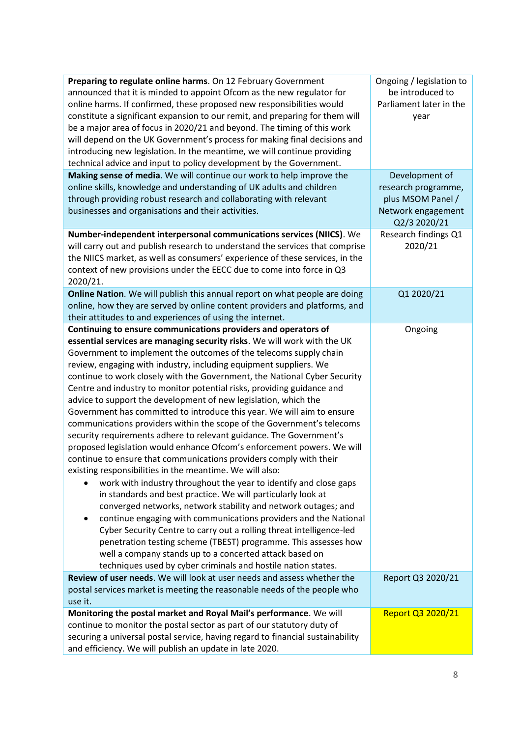| | |
|---|---|
| **Preparing to regulate online harms**. On 12 February Government announced that it is minded to appoint Ofcom as the new regulator for online harms. If confirmed, these proposed new responsibilities would constitute a significant expansion to our remit, and preparing for them will be a major area of focus in 2020/21 and beyond. The timing of this work will depend on the UK Government's process for making final decisions and introducing new legislation. In the meantime, we will continue providing technical advice and input to policy development by the Government. | Ongoing / legislation to be introduced to Parliament later in the year |
| **Making sense of media**. We will continue our work to help improve the online skills, knowledge and understanding of UK adults and children through providing robust research and collaborating with relevant businesses and organisations and their activities. | Development of research programme, plus MSOM Panel / Network engagement Q2/3 2020/21 |
| **Number-independent interpersonal communications services (NIICS)**. We will carry out and publish research to understand the services that comprise the NIICS market, as well as consumers' experience of these services, in the context of new provisions under the EECC due to come into force in Q3 2020/21. | Research findings Q1 2020/21 |
| **Online Nation**. We will publish this annual report on what people are doing online, how they are served by online content providers and platforms, and their attitudes to and experiences of using the internet. | Q1 2020/21 |
| **Continuing to ensure communications providers and operators of essential services are managing security risks**. We will work with the UK Government to implement the outcomes of the telecoms supply chain review, engaging with industry, including equipment suppliers. We continue to work closely with the Government, the National Cyber Security Centre and industry to monitor potential risks, providing guidance and advice to support the development of new legislation, which the Government has committed to introduce this year. We will aim to ensure communications providers within the scope of the Government's telecoms security requirements adhere to relevant guidance. The Government's proposed legislation would enhance Ofcom's enforcement powers. We will continue to ensure that communications providers comply with their existing responsibilities in the meantime. We will also: <br>• work with industry throughout the year to identify and close gaps in standards and best practice. We will particularly look at converged networks, network stability and network outages; and <br>• continue engaging with communications providers and the National Cyber Security Centre to carry out a rolling threat intelligence-led penetration testing scheme (TBEST) programme. This assesses how well a company stands up to a concerted attack based on techniques used by cyber criminals and hostile nation states. | Ongoing |
| **Review of user needs**. We will look at user needs and assess whether the postal services market is meeting the reasonable needs of the people who use it. | Report Q3 2020/21 |
| **Monitoring the postal market and Royal Mail's performance**. We will continue to monitor the postal sector as part of our statutory duty of securing a universal postal service, having regard to financial sustainability and efficiency. We will publish an update in late 2020. | Report Q3 2020/21 |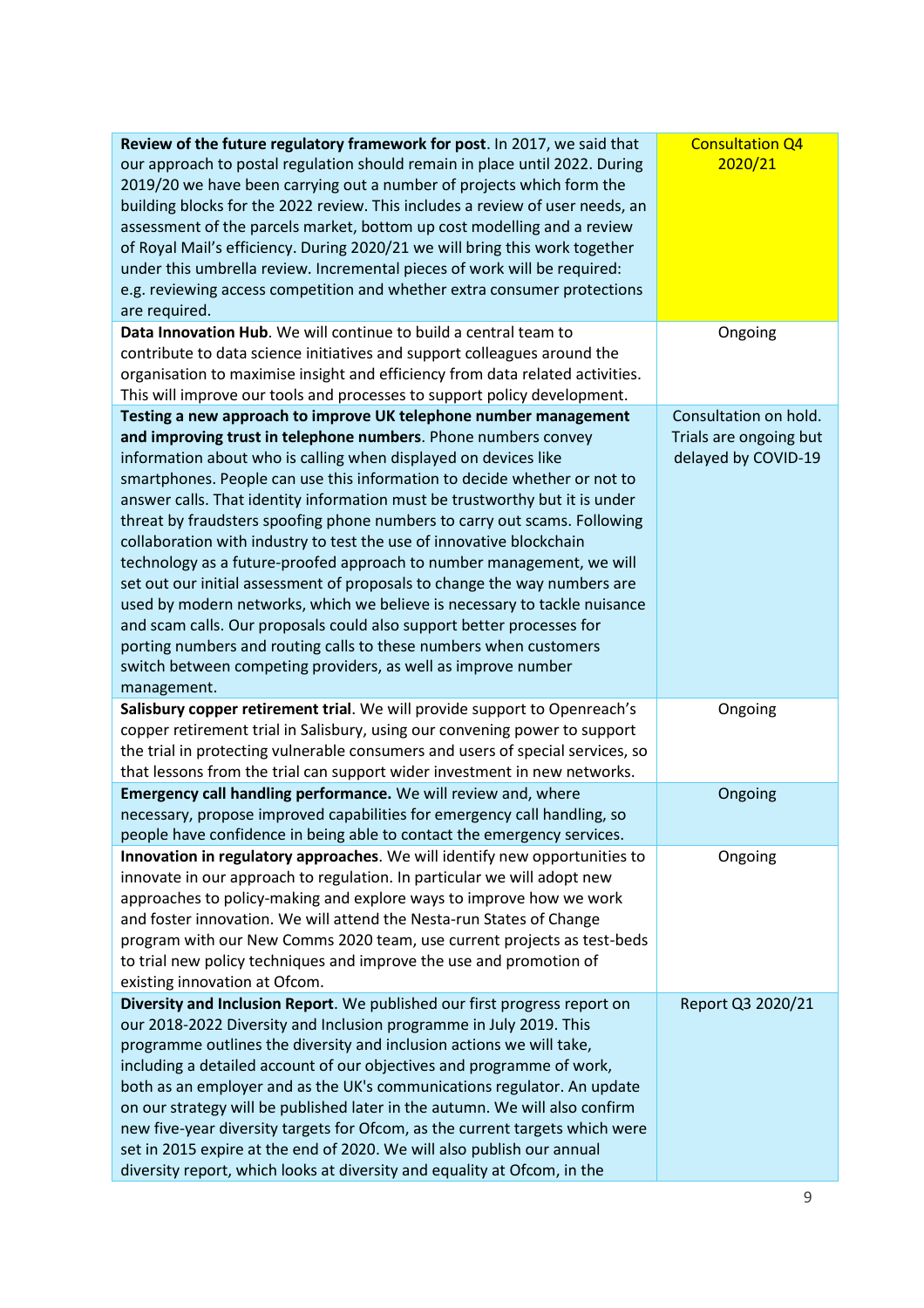| | |
|---|---|
| **Review of the future regulatory framework for post**. In 2017, we said that our approach to postal regulation should remain in place until 2022. During 2019/20 we have been carrying out a number of projects which form the building blocks for the 2022 review. This includes a review of user needs, an assessment of the parcels market, bottom up cost modelling and a review of Royal Mail's efficiency. During 2020/21 we will bring this work together under this umbrella review. Incremental pieces of work will be required: e.g. reviewing access competition and whether extra consumer protections are required. | Consultation Q4 2020/21 |
| **Data Innovation Hub**. We will continue to build a central team to contribute to data science initiatives and support colleagues around the organisation to maximise insight and efficiency from data related activities. This will improve our tools and processes to support policy development. | Ongoing |
| **Testing a new approach to improve UK telephone number management and improving trust in telephone numbers**. Phone numbers convey information about who is calling when displayed on devices like smartphones. People can use this information to decide whether or not to answer calls. That identity information must be trustworthy but it is under threat by fraudsters spoofing phone numbers to carry out scams. Following collaboration with industry to test the use of innovative blockchain technology as a future-proofed approach to number management, we will set out our initial assessment of proposals to change the way numbers are used by modern networks, which we believe is necessary to tackle nuisance and scam calls. Our proposals could also support better processes for porting numbers and routing calls to these numbers when customers switch between competing providers, as well as improve number management. | Consultation on hold. Trials are ongoing but delayed by COVID-19 |
| **Salisbury copper retirement trial**. We will provide support to Openreach's copper retirement trial in Salisbury, using our convening power to support the trial in protecting vulnerable consumers and users of special services, so that lessons from the trial can support wider investment in new networks. | Ongoing |
| **Emergency call handling performance.** We will review and, where necessary, propose improved capabilities for emergency call handling, so people have confidence in being able to contact the emergency services. | Ongoing |
| **Innovation in regulatory approaches**. We will identify new opportunities to innovate in our approach to regulation. In particular we will adopt new approaches to policy-making and explore ways to improve how we work and foster innovation. We will attend the Nesta-run States of Change program with our New Comms 2020 team, use current projects as test-beds to trial new policy techniques and improve the use and promotion of existing innovation at Ofcom. | Ongoing |
| **Diversity and Inclusion Report**. We published our first progress report on our 2018-2022 Diversity and Inclusion programme in July 2019. This programme outlines the diversity and inclusion actions we will take, including a detailed account of our objectives and programme of work, both as an employer and as the UK's communications regulator. An update on our strategy will be published later in the autumn. We will also confirm new five-year diversity targets for Ofcom, as the current targets which were set in 2015 expire at the end of 2020. We will also publish our annual diversity report, which looks at diversity and equality at Ofcom, in the | Report Q3 2020/21 |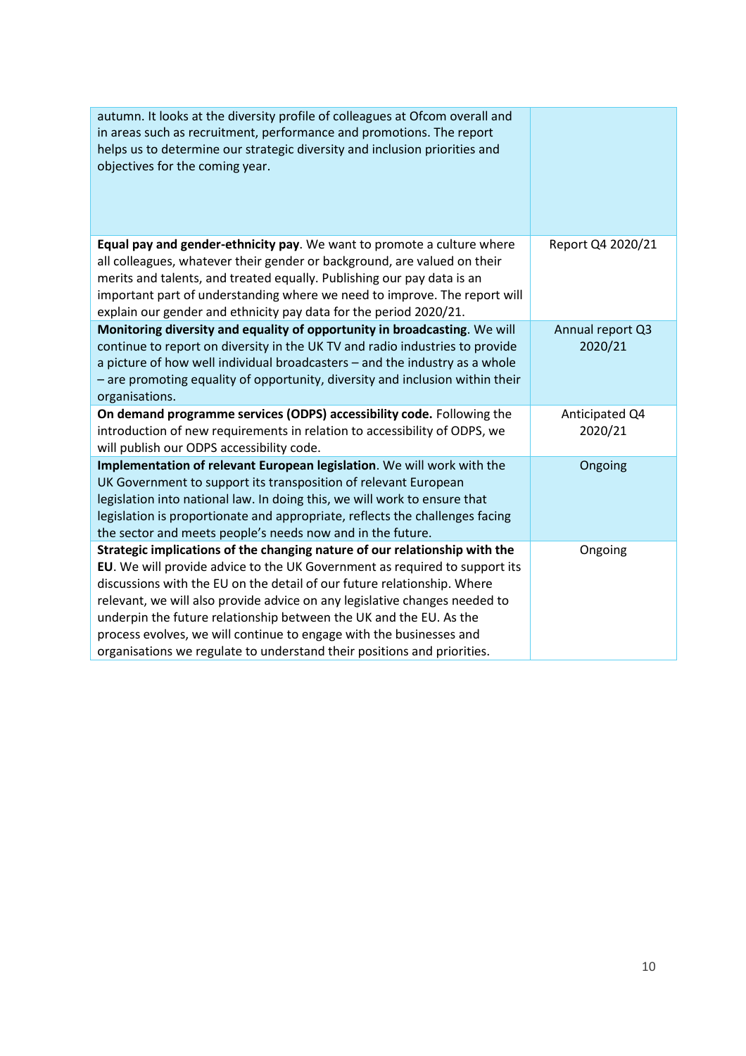| | |
|---|---|
| autumn. It looks at the diversity profile of colleagues at Ofcom overall and in areas such as recruitment, performance and promotions. The report helps us to determine our strategic diversity and inclusion priorities and objectives for the coming year. | |
| **Equal pay and gender-ethnicity pay**. We want to promote a culture where all colleagues, whatever their gender or background, are valued on their merits and talents, and treated equally. Publishing our pay data is an important part of understanding where we need to improve. The report will explain our gender and ethnicity pay data for the period 2020/21. | Report Q4 2020/21 |
| **Monitoring diversity and equality of opportunity in broadcasting**. We will continue to report on diversity in the UK TV and radio industries to provide a picture of how well individual broadcasters – and the industry as a whole – are promoting equality of opportunity, diversity and inclusion within their organisations. | Annual report Q3 2020/21 |
| **On demand programme services (ODPS) accessibility code.** Following the introduction of new requirements in relation to accessibility of ODPS, we will publish our ODPS accessibility code. | Anticipated Q4 2020/21 |
| **Implementation of relevant European legislation**. We will work with the UK Government to support its transposition of relevant European legislation into national law. In doing this, we will work to ensure that legislation is proportionate and appropriate, reflects the challenges facing the sector and meets people's needs now and in the future. | Ongoing |
| **Strategic implications of the changing nature of our relationship with the EU**. We will provide advice to the UK Government as required to support its discussions with the EU on the detail of our future relationship. Where relevant, we will also provide advice on any legislative changes needed to underpin the future relationship between the UK and the EU. As the process evolves, we will continue to engage with the businesses and organisations we regulate to understand their positions and priorities. | Ongoing |